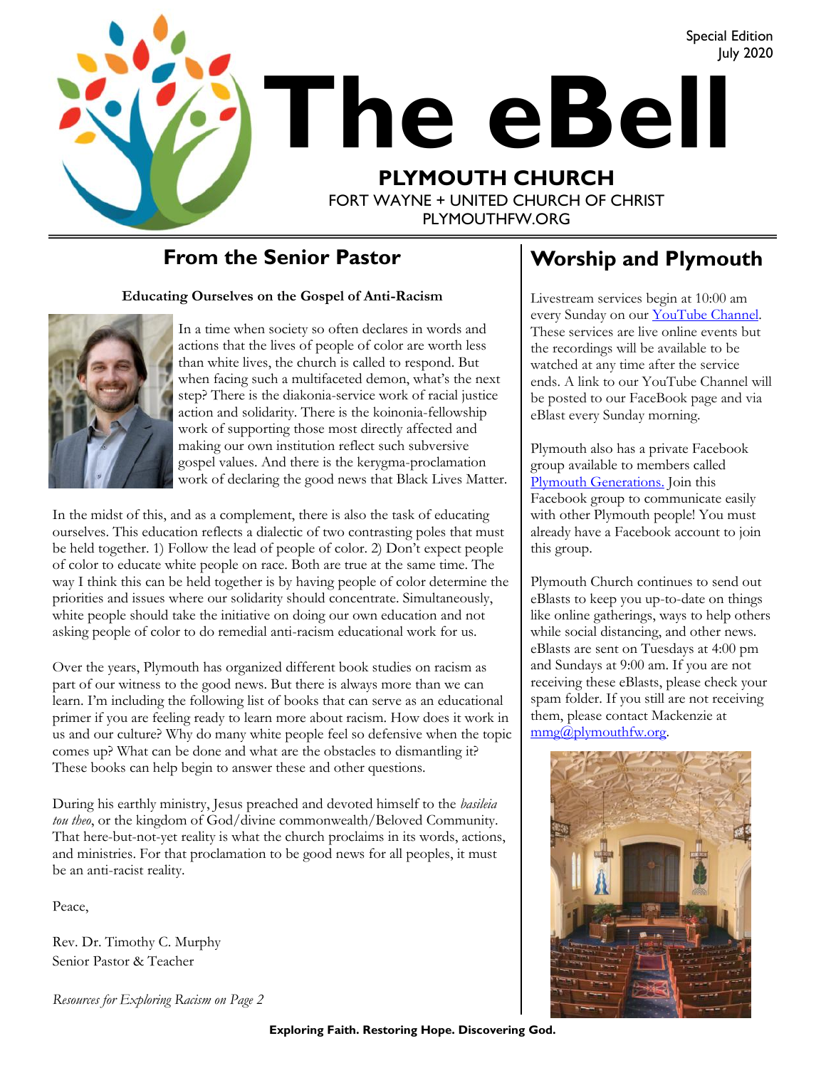Special Edition
July 2020

# The eBell

**PLYMOUTH CHURCH**
FORT WAYNE + UNITED CHURCH OF CHRIST
PLYMOUTHFW.ORG

## From the Senior Pastor

**Educating Ourselves on the Gospel of Anti-Racism**

In a time when society so often declares in words and actions that the lives of people of color are worth less than white lives, the church is called to respond. But when facing such a multifaceted demon, what's the next step? There is the diakonia-service work of racial justice action and solidarity. There is the koinonia-fellowship work of supporting those most directly affected and making our own institution reflect such subversive gospel values. And there is the kerygma-proclamation work of declaring the good news that Black Lives Matter.

In the midst of this, and as a complement, there is also the task of educating ourselves. This education reflects a dialectic of two contrasting poles that must be held together. 1) Follow the lead of people of color. 2) Don't expect people of color to educate white people on race. Both are true at the same time. The way I think this can be held together is by having people of color determine the priorities and issues where our solidarity should concentrate. Simultaneously, white people should take the initiative on doing our own education and not asking people of color to do remedial anti-racism educational work for us.

Over the years, Plymouth has organized different book studies on racism as part of our witness to the good news. But there is always more than we can learn. I'm including the following list of books that can serve as an educational primer if you are feeling ready to learn more about racism. How does it work in us and our culture? Why do many white people feel so defensive when the topic comes up? What can be done and what are the obstacles to dismantling it? These books can help begin to answer these and other questions.

During his earthly ministry, Jesus preached and devoted himself to the *basileia tou theo*, or the kingdom of God/divine commonwealth/Beloved Community. That here-but-not-yet reality is what the church proclaims in its words, actions, and ministries. For that proclamation to be good news for all peoples, it must be an anti-racist reality.

Peace,

Rev. Dr. Timothy C. Murphy
Senior Pastor & Teacher

*Resources for Exploring Racism on Page 2*

## Worship and Plymouth

Livestream services begin at 10:00 am every Sunday on our YouTube Channel. These services are live online events but the recordings will be available to be watched at any time after the service ends. A link to our YouTube Channel will be posted to our FaceBook page and via eBlast every Sunday morning.

Plymouth also has a private Facebook group available to members called Plymouth Generations. Join this Facebook group to communicate easily with other Plymouth people! You must already have a Facebook account to join this group.

Plymouth Church continues to send out eBlasts to keep you up-to-date on things like online gatherings, ways to help others while social distancing, and other news. eBlasts are sent on Tuesdays at 4:00 pm and Sundays at 9:00 am. If you are not receiving these eBlasts, please check your spam folder. If you still are not receiving them, please contact Mackenzie at mmg@plymouthfw.org.

**Exploring Faith. Restoring Hope. Discovering God.**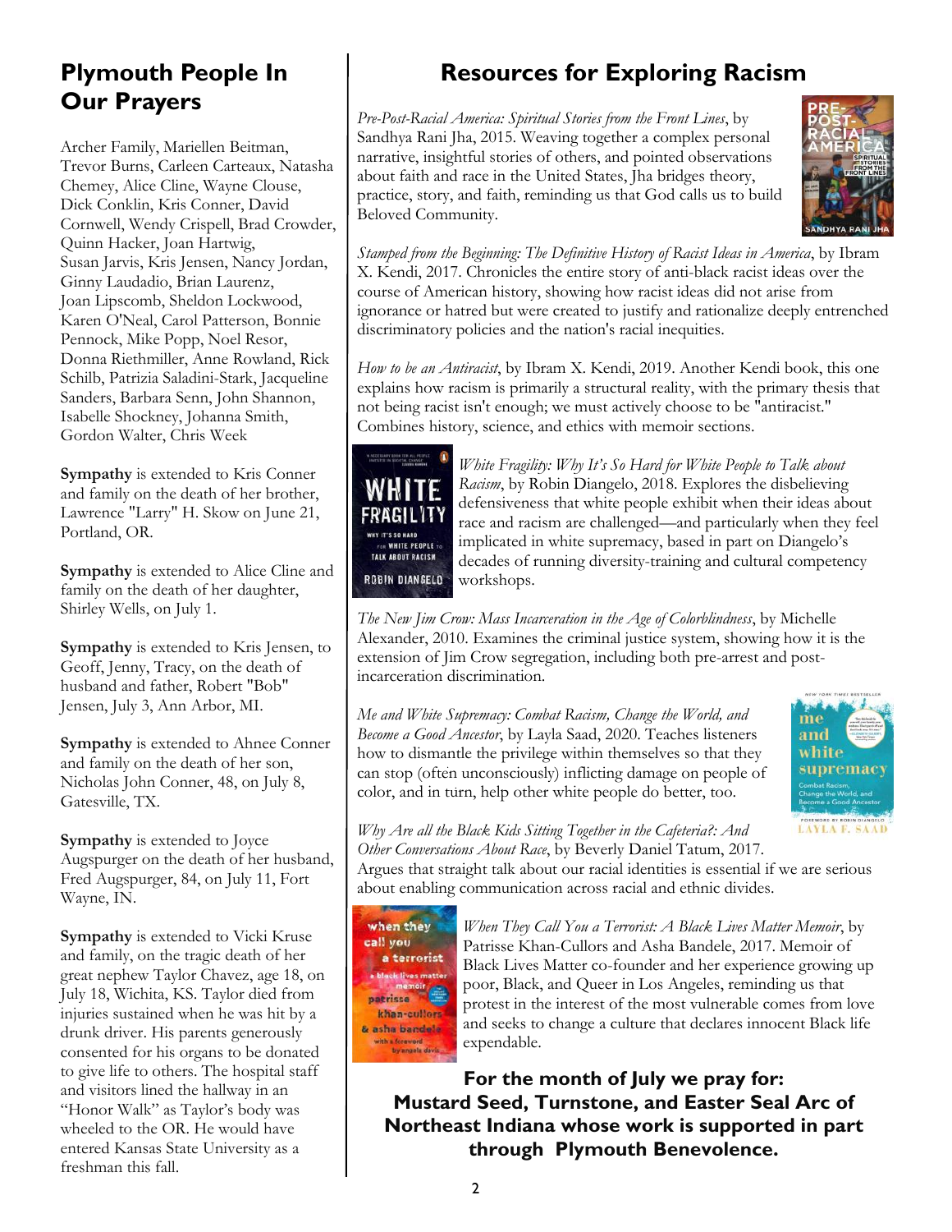## Plymouth People In Our Prayers

Archer Family, Mariellen Beitman, Trevor Burns, Carleen Carteaux, Natasha Chemey, Alice Cline, Wayne Clouse, Dick Conklin, Kris Conner, David Cornwell, Wendy Crispell, Brad Crowder, Quinn Hacker, Joan Hartwig, Susan Jarvis, Kris Jensen, Nancy Jordan, Ginny Laudadio, Brian Laurenz, Joan Lipscomb, Sheldon Lockwood, Karen O'Neal, Carol Patterson, Bonnie Pennock, Mike Popp, Noel Resor, Donna Riethmiller, Anne Rowland, Rick Schilb, Patrizia Saladini-Stark, Jacqueline Sanders, Barbara Senn, John Shannon, Isabelle Shockney, Johanna Smith, Gordon Walter, Chris Week

**Sympathy** is extended to Kris Conner and family on the death of her brother, Lawrence "Larry" H. Skow on June 21, Portland, OR.

**Sympathy** is extended to Alice Cline and family on the death of her daughter, Shirley Wells, on July 1.

**Sympathy** is extended to Kris Jensen, to Geoff, Jenny, Tracy, on the death of husband and father, Robert "Bob" Jensen, July 3, Ann Arbor, MI.

**Sympathy** is extended to Ahnee Conner and family on the death of her son, Nicholas John Conner, 48, on July 8, Gatesville, TX.

**Sympathy** is extended to Joyce Augspurger on the death of her husband, Fred Augspurger, 84, on July 11, Fort Wayne, IN.

**Sympathy** is extended to Vicki Kruse and family, on the tragic death of her great nephew Taylor Chavez, age 18, on July 18, Wichita, KS. Taylor died from injuries sustained when he was hit by a drunk driver. His parents generously consented for his organs to be donated to give life to others. The hospital staff and visitors lined the hallway in an "Honor Walk" as Taylor's body was wheeled to the OR. He would have entered Kansas State University as a freshman this fall.

## Resources for Exploring Racism

*Pre-Post-Racial America: Spiritual Stories from the Front Lines*, by Sandhya Rani Jha, 2015. Weaving together a complex personal narrative, insightful stories of others, and pointed observations about faith and race in the United States, Jha bridges theory, practice, story, and faith, reminding us that God calls us to build Beloved Community.

*Stamped from the Beginning: The Definitive History of Racist Ideas in America*, by Ibram X. Kendi, 2017. Chronicles the entire story of anti-black racist ideas over the course of American history, showing how racist ideas did not arise from ignorance or hatred but were created to justify and rationalize deeply entrenched discriminatory policies and the nation's racial inequities.

*How to be an Antiracist*, by Ibram X. Kendi, 2019. Another Kendi book, this one explains how racism is primarily a structural reality, with the primary thesis that not being racist isn't enough; we must actively choose to be "antiracist." Combines history, science, and ethics with memoir sections.

*White Fragility: Why It's So Hard for White People to Talk about Racism*, by Robin Diangelo, 2018. Explores the disbelieving defensiveness that white people exhibit when their ideas about race and racism are challenged—and particularly when they feel implicated in white supremacy, based in part on Diangelo's decades of running diversity-training and cultural competency workshops.

*The New Jim Crow: Mass Incarceration in the Age of Colorblindness*, by Michelle Alexander, 2010. Examines the criminal justice system, showing how it is the extension of Jim Crow segregation, including both pre-arrest and post-incarceration discrimination.

*Me and White Supremacy: Combat Racism, Change the World, and Become a Good Ancestor*, by Layla Saad, 2020. Teaches listeners how to dismantle the privilege within themselves so that they can stop (often unconsciously) inflicting damage on people of color, and in turn, help other white people do better, too.

*Why Are all the Black Kids Sitting Together in the Cafeteria?: And Other Conversations About Race*, by Beverly Daniel Tatum, 2017. Argues that straight talk about our racial identities is essential if we are serious about enabling communication across racial and ethnic divides.

*When They Call You a Terrorist: A Black Lives Matter Memoir*, by Patrisse Khan-Cullors and Asha Bandele, 2017. Memoir of Black Lives Matter co-founder and her experience growing up poor, Black, and Queer in Los Angeles, reminding us that protest in the interest of the most vulnerable comes from love and seeks to change a culture that declares innocent Black life expendable.

**For the month of July we pray for: Mustard Seed, Turnstone, and Easter Seal Arc of Northeast Indiana whose work is supported in part through Plymouth Benevolence.**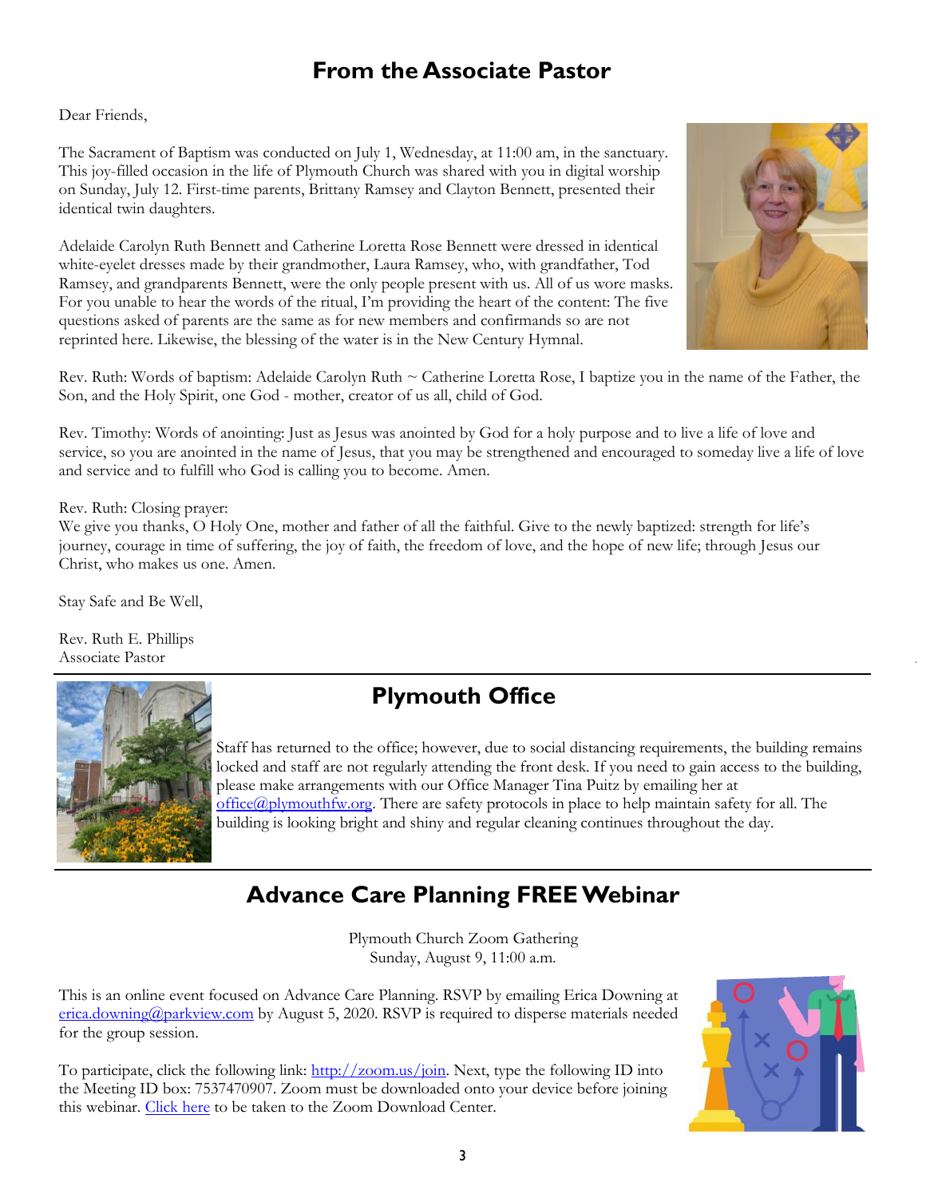## From the Associate Pastor

Dear Friends,

The Sacrament of Baptism was conducted on July 1, Wednesday, at 11:00 am, in the sanctuary. This joy-filled occasion in the life of Plymouth Church was shared with you in digital worship on Sunday, July 12. First-time parents, Brittany Ramsey and Clayton Bennett, presented their identical twin daughters.

Adelaide Carolyn Ruth Bennett and Catherine Loretta Rose Bennett were dressed in identical white-eyelet dresses made by their grandmother, Laura Ramsey, who, with grandfather, Tod Ramsey, and grandparents Bennett, were the only people present with us. All of us wore masks. For you unable to hear the words of the ritual, I'm providing the heart of the content: The five questions asked of parents are the same as for new members and confirmands so are not reprinted here. Likewise, the blessing of the water is in the New Century Hymnal.

Rev. Ruth: Words of baptism: Adelaide Carolyn Ruth ~ Catherine Loretta Rose, I baptize you in the name of the Father, the Son, and the Holy Spirit, one God - mother, creator of us all, child of God.

Rev. Timothy: Words of anointing: Just as Jesus was anointed by God for a holy purpose and to live a life of love and service, so you are anointed in the name of Jesus, that you may be strengthened and encouraged to someday live a life of love and service and to fulfill who God is calling you to become. Amen.

Rev. Ruth: Closing prayer:
We give you thanks, O Holy One, mother and father of all the faithful. Give to the newly baptized: strength for life's journey, courage in time of suffering, the joy of faith, the freedom of love, and the hope of new life; through Jesus our Christ, who makes us one. Amen.

Stay Safe and Be Well,

Rev. Ruth E. Phillips
Associate Pastor

## Plymouth Office

Staff has returned to the office; however, due to social distancing requirements, the building remains locked and staff are not regularly attending the front desk. If you need to gain access to the building, please make arrangements with our Office Manager Tina Puitz by emailing her at office@plymouthfw.org. There are safety protocols in place to help maintain safety for all. The building is looking bright and shiny and regular cleaning continues throughout the day.

## Advance Care Planning FREE Webinar

Plymouth Church Zoom Gathering
Sunday, August 9, 11:00 a.m.

This is an online event focused on Advance Care Planning. RSVP by emailing Erica Downing at erica.downing@parkview.com by August 5, 2020. RSVP is required to disperse materials needed for the group session.

To participate, click the following link: http://zoom.us/join. Next, type the following ID into the Meeting ID box: 7537470907. Zoom must be downloaded onto your device before joining this webinar. Click here to be taken to the Zoom Download Center.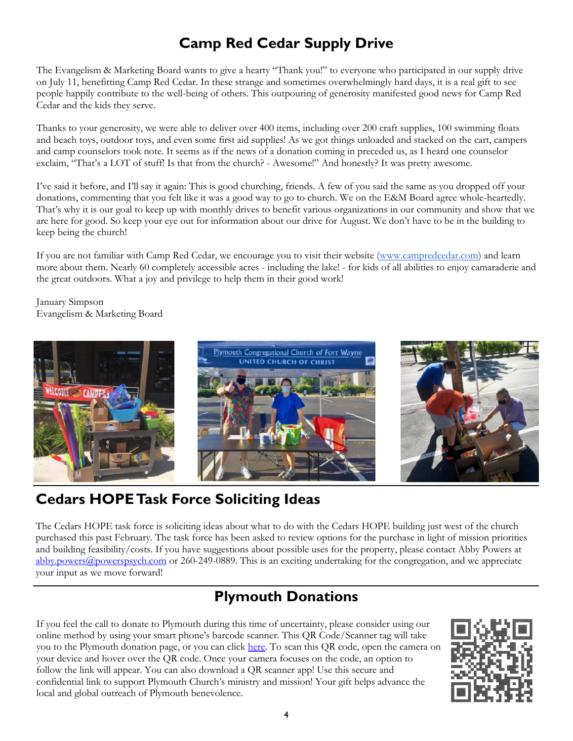# Camp Red Cedar Supply Drive

The Evangelism & Marketing Board wants to give a hearty "Thank you!" to everyone who participated in our supply drive on July 11, benefitting Camp Red Cedar. In these strange and sometimes overwhelmingly hard days, it is a real gift to see people happily contribute to the well-being of others. This outpouring of generosity manifested good news for Camp Red Cedar and the kids they serve.

Thanks to your generosity, we were able to deliver over 400 items, including over 200 craft supplies, 100 swimming floats and beach toys, outdoor toys, and even some first aid supplies! As we got things unloaded and stacked on the cart, campers and camp counselors took note. It seems as if the news of a donation coming in preceded us, as I heard one counselor exclaim, "That's a LOT of stuff! Is that from the church? - Awesome!" And honestly? It was pretty awesome.

I've said it before, and I'll say it again: This is good churching, friends. A few of you said the same as you dropped off your donations, commenting that you felt like it was a good way to go to church. We on the E&M Board agree whole-heartedly. That's why it is our goal to keep up with monthly drives to benefit various organizations in our community and show that we are here for good. So keep your eye out for information about our drive for August. We don't have to be in the building to keep being the church!

If you are not familiar with Camp Red Cedar, we encourage you to visit their website (www.campredcedar.com) and learn more about them. Nearly 60 completely accessible acres - including the lake! - for kids of all abilities to enjoy camaraderie and the great outdoors. What a joy and privilege to help them in their good work!

January Simpson
Evangelism & Marketing Board

# Cedars HOPE Task Force Soliciting Ideas

The Cedars HOPE task force is soliciting ideas about what to do with the Cedars HOPE building just west of the church purchased this past February. The task force has been asked to review options for the purchase in light of mission priorities and building feasibility/costs. If you have suggestions about possible uses for the property, please contact Abby Powers at abby.powers@powerspsych.com or 260-249-0889. This is an exciting undertaking for the congregation, and we appreciate your input as we move forward!

# Plymouth Donations

If you feel the call to donate to Plymouth during this time of uncertainty, please consider using our online method by using your smart phone's barcode scanner. This QR Code/Scanner tag will take you to the Plymouth donation page, or you can click here. To scan this QR code, open the camera on your device and hover over the QR code. Once your camera focuses on the code, an option to follow the link will appear. You can also download a QR scanner app! Use this secure and confidential link to support Plymouth Church's ministry and mission! Your gift helps advance the local and global outreach of Plymouth benevolence.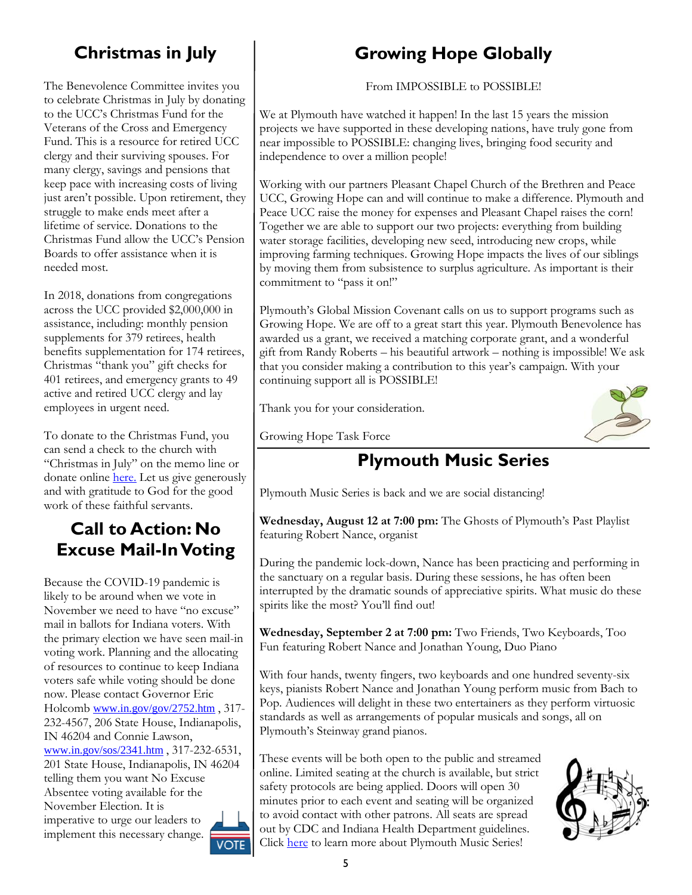## Christmas in July

The Benevolence Committee invites you to celebrate Christmas in July by donating to the UCC's Christmas Fund for the Veterans of the Cross and Emergency Fund. This is a resource for retired UCC clergy and their surviving spouses. For many clergy, savings and pensions that keep pace with increasing costs of living just aren't possible. Upon retirement, they struggle to make ends meet after a lifetime of service. Donations to the Christmas Fund allow the UCC's Pension Boards to offer assistance when it is needed most.

In 2018, donations from congregations across the UCC provided $2,000,000 in assistance, including: monthly pension supplements for 379 retirees, health benefits supplementation for 174 retirees, Christmas "thank you" gift checks for 401 retirees, and emergency grants to 49 active and retired UCC clergy and lay employees in urgent need.

To donate to the Christmas Fund, you can send a check to the church with "Christmas in July" on the memo line or donate online here. Let us give generously and with gratitude to God for the good work of these faithful servants.

## Call to Action: No Excuse Mail-In Voting

Because the COVID-19 pandemic is likely to be around when we vote in November we need to have "no excuse" mail in ballots for Indiana voters. With the primary election we have seen mail-in voting work. Planning and the allocating of resources to continue to keep Indiana voters safe while voting should be done now. Please contact Governor Eric Holcomb www.in.gov/gov/2752.htm , 317-232-4567, 206 State House, Indianapolis, IN 46204 and Connie Lawson, www.in.gov/sos/2341.htm , 317-232-6531, 201 State House, Indianapolis, IN 46204 telling them you want No Excuse Absentee voting available for the November Election. It is imperative to urge our leaders to implement this necessary change.

## Growing Hope Globally

From IMPOSSIBLE to POSSIBLE!

We at Plymouth have watched it happen! In the last 15 years the mission projects we have supported in these developing nations, have truly gone from near impossible to POSSIBLE: changing lives, bringing food security and independence to over a million people!

Working with our partners Pleasant Chapel Church of the Brethren and Peace UCC, Growing Hope can and will continue to make a difference. Plymouth and Peace UCC raise the money for expenses and Pleasant Chapel raises the corn! Together we are able to support our two projects: everything from building water storage facilities, developing new seed, introducing new crops, while improving farming techniques. Growing Hope impacts the lives of our siblings by moving them from subsistence to surplus agriculture. As important is their commitment to "pass it on!"

Plymouth's Global Mission Covenant calls on us to support programs such as Growing Hope. We are off to a great start this year. Plymouth Benevolence has awarded us a grant, we received a matching corporate grant, and a wonderful gift from Randy Roberts – his beautiful artwork – nothing is impossible! We ask that you consider making a contribution to this year's campaign. With your continuing support all is POSSIBLE!

Thank you for your consideration.

Growing Hope Task Force

## Plymouth Music Series

Plymouth Music Series is back and we are social distancing!

**Wednesday, August 12 at 7:00 pm:** The Ghosts of Plymouth's Past Playlist featuring Robert Nance, organist

During the pandemic lock-down, Nance has been practicing and performing in the sanctuary on a regular basis. During these sessions, he has often been interrupted by the dramatic sounds of appreciative spirits. What music do these spirits like the most? You'll find out!

**Wednesday, September 2 at 7:00 pm:** Two Friends, Two Keyboards, Too Fun featuring Robert Nance and Jonathan Young, Duo Piano

With four hands, twenty fingers, two keyboards and one hundred seventy-six keys, pianists Robert Nance and Jonathan Young perform music from Bach to Pop. Audiences will delight in these two entertainers as they perform virtuosic standards as well as arrangements of popular musicals and songs, all on Plymouth's Steinway grand pianos.

These events will be both open to the public and streamed online. Limited seating at the church is available, but strict safety protocols are being applied. Doors will open 30 minutes prior to each event and seating will be organized to avoid contact with other patrons. All seats are spread out by CDC and Indiana Health Department guidelines. Click here to learn more about Plymouth Music Series!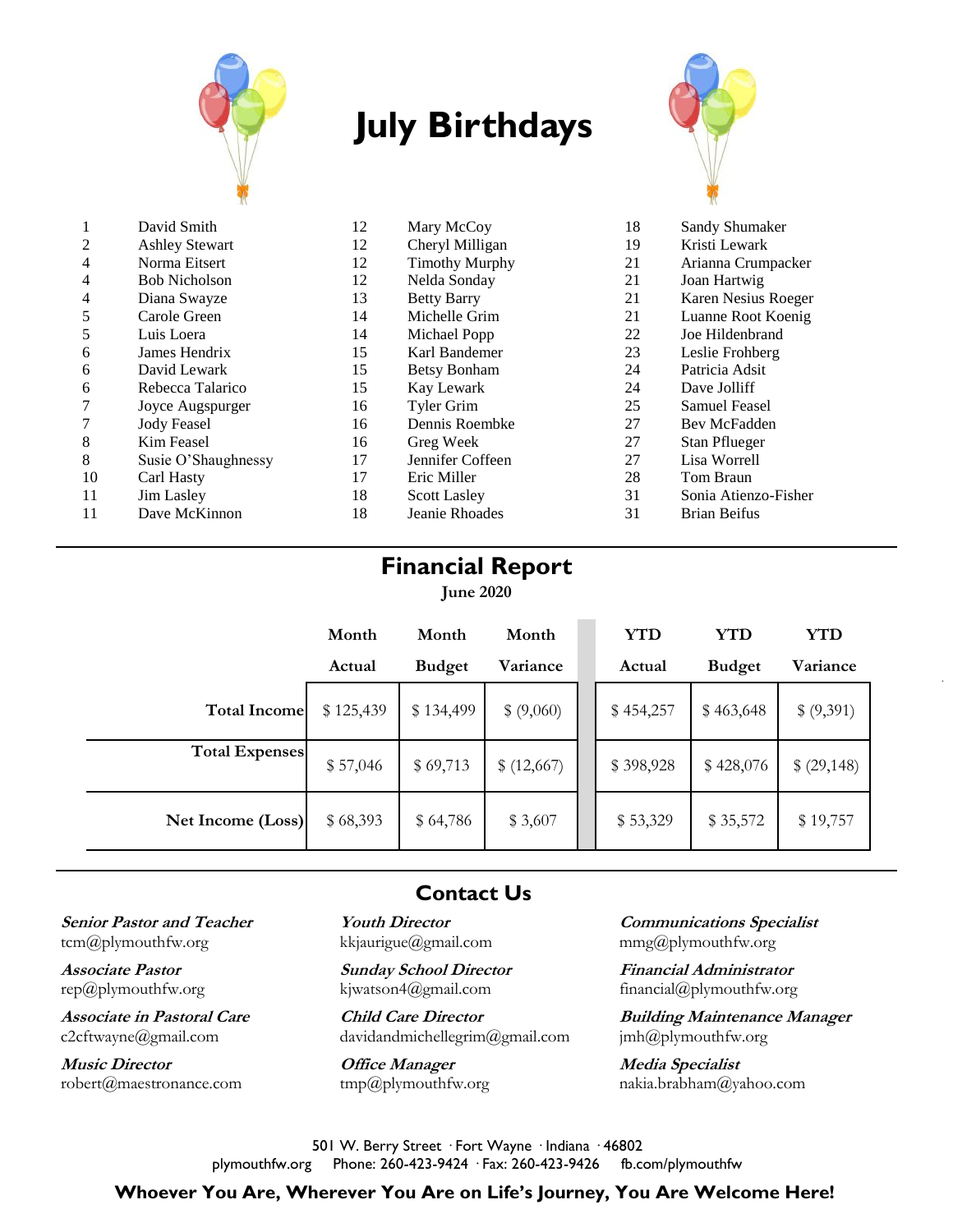# July Birthdays

| | |
|---|---|
| 1 | David Smith |
| 2 | Ashley Stewart |
| 4 | Norma Eitsert |
| 4 | Bob Nicholson |
| 4 | Diana Swayze |
| 5 | Carole Green |
| 5 | Luis Loera |
| 6 | James Hendrix |
| 6 | David Lewark |
| 6 | Rebecca Talarico |
| 7 | Joyce Augspurger |
| 7 | Jody Feasel |
| 8 | Kim Feasel |
| 8 | Susie O'Shaughnessy |
| 10 | Carl Hasty |
| 11 | Jim Lasley |
| 11 | Dave McKinnon |
| 12 | Mary McCoy |
| 12 | Cheryl Milligan |
| 12 | Timothy Murphy |
| 12 | Nelda Sonday |
| 13 | Betty Barry |
| 14 | Michelle Grim |
| 14 | Michael Popp |
| 15 | Karl Bandemer |
| 15 | Betsy Bonham |
| 15 | Kay Lewark |
| 16 | Tyler Grim |
| 16 | Dennis Roembke |
| 16 | Greg Week |
| 17 | Jennifer Coffeen |
| 17 | Eric Miller |
| 18 | Scott Lasley |
| 18 | Jeanie Rhoades |
| 18 | Sandy Shumaker |
| 19 | Kristi Lewark |
| 21 | Arianna Crumpacker |
| 21 | Joan Hartwig |
| 21 | Karen Nesius Roeger |
| 21 | Luanne Root Koenig |
| 22 | Joe Hildenbrand |
| 23 | Leslie Frohberg |
| 24 | Patricia Adsit |
| 24 | Dave Jolliff |
| 25 | Samuel Feasel |
| 27 | Bev McFadden |
| 27 | Stan Pflueger |
| 27 | Lisa Worrell |
| 28 | Tom Braun |
| 31 | Sonia Atienzo-Fisher |
| 31 | Brian Beifus |

## Financial Report

**June 2020**

| | Month Actual | Month Budget | Month Variance | YTD Actual | YTD Budget | YTD Variance |
|---|---|---|---|---|---|---|
| **Total Income** | $ 125,439 | $ 134,499 | $ (9,060) | $ 454,257 | $ 463,648 | $ (9,391) |
| **Total Expenses** | $ 57,046 | $ 69,713 | $ (12,667) | $ 398,928 | $ 428,076 | $ (29,148) |
| **Net Income (Loss)** | $ 68,393 | $ 64,786 | $ 3,607 | $ 53,329 | $ 35,572 | $ 19,757 |

## Contact Us

***Senior Pastor and Teacher***
tcm@plymouthfw.org

***Associate Pastor***
rep@plymouthfw.org

***Associate in Pastoral Care***
c2cftwayne@gmail.com

***Music Director***
robert@maestronance.com

***Youth Director***
kkjaurigue@gmail.com

***Sunday School Director***
kjwatson4@gmail.com

***Child Care Director***
davidandmichellegrim@gmail.com

***Office Manager***
tmp@plymouthfw.org

***Communications Specialist***
mmg@plymouthfw.org

***Financial Administrator***
financial@plymouthfw.org

***Building Maintenance Manager***
jmh@plymouthfw.org

***Media Specialist***
nakia.brabham@yahoo.com

501 W. Berry Street · Fort Wayne · Indiana · 46802
plymouthfw.org Phone: 260-423-9424 · Fax: 260-423-9426 fb.com/plymouthfw

**Whoever You Are, Wherever You Are on Life's Journey, You Are Welcome Here!**